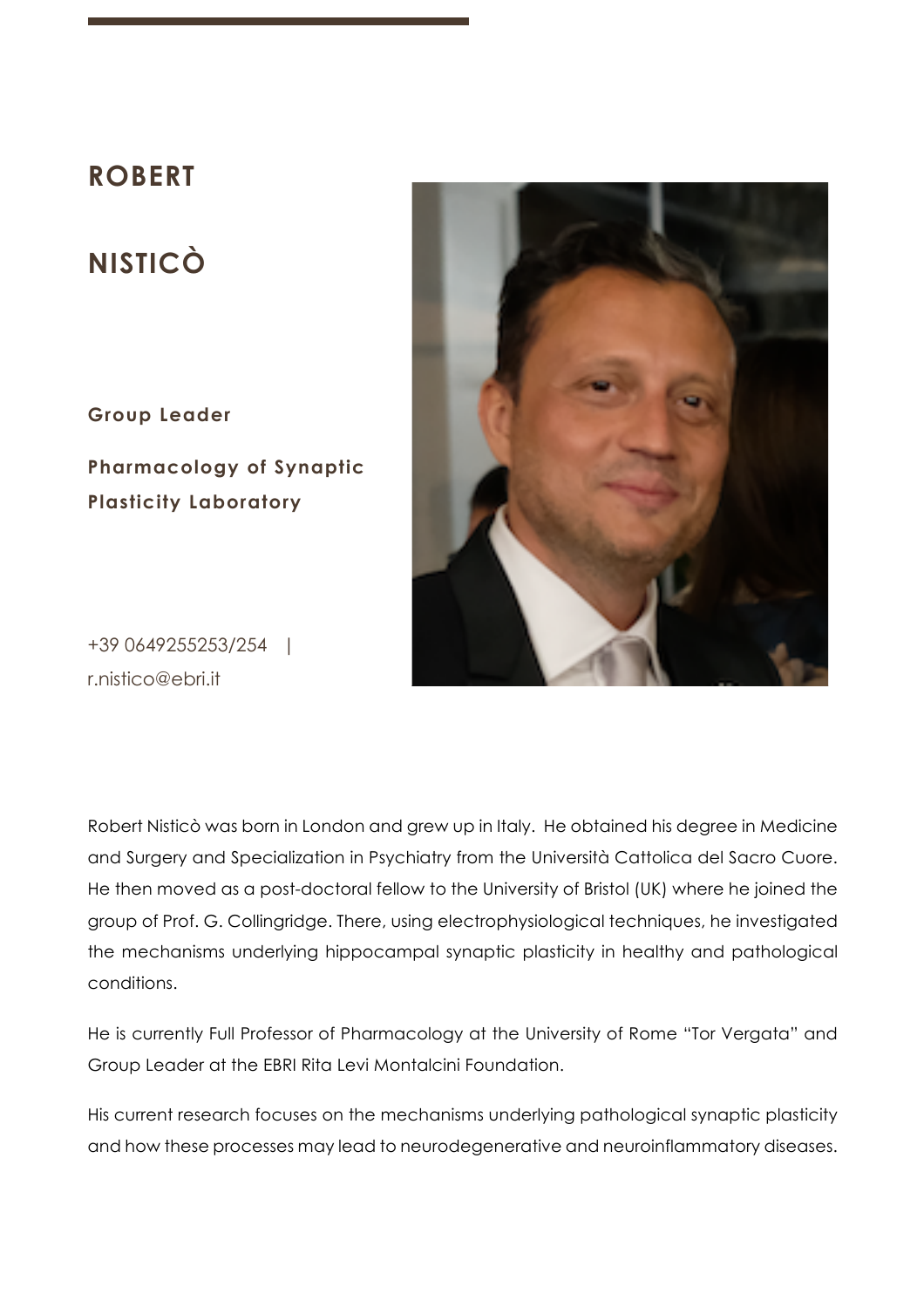# ROBERT NISTICÒ

**Group Leader**

**Pharmacology of Synaptic Plasticity Laboratory**

+39 0649255253/254 | r.nistico@ebri.it

Robert Nisticò was born in London and grew up in Italy. He obtained his degree in Medicine and Surgery and Specialization in Psychiatry from the Università Cattolica del Sacro Cuore. He then moved as a post-doctoral fellow to the University of Bristol (UK) where he joined the group of Prof. G. Collingridge. There, using electrophysiological techniques, he investigated the mechanisms underlying hippocampal synaptic plasticity in healthy and pathological conditions.

He is currently Full Professor of Pharmacology at the University of Rome "Tor Vergata" and Group Leader at the EBRI Rita Levi Montalcini Foundation.

His current research focuses on the mechanisms underlying pathological synaptic plasticity and how these processes may lead to neurodegenerative and neuroinflammatory diseases.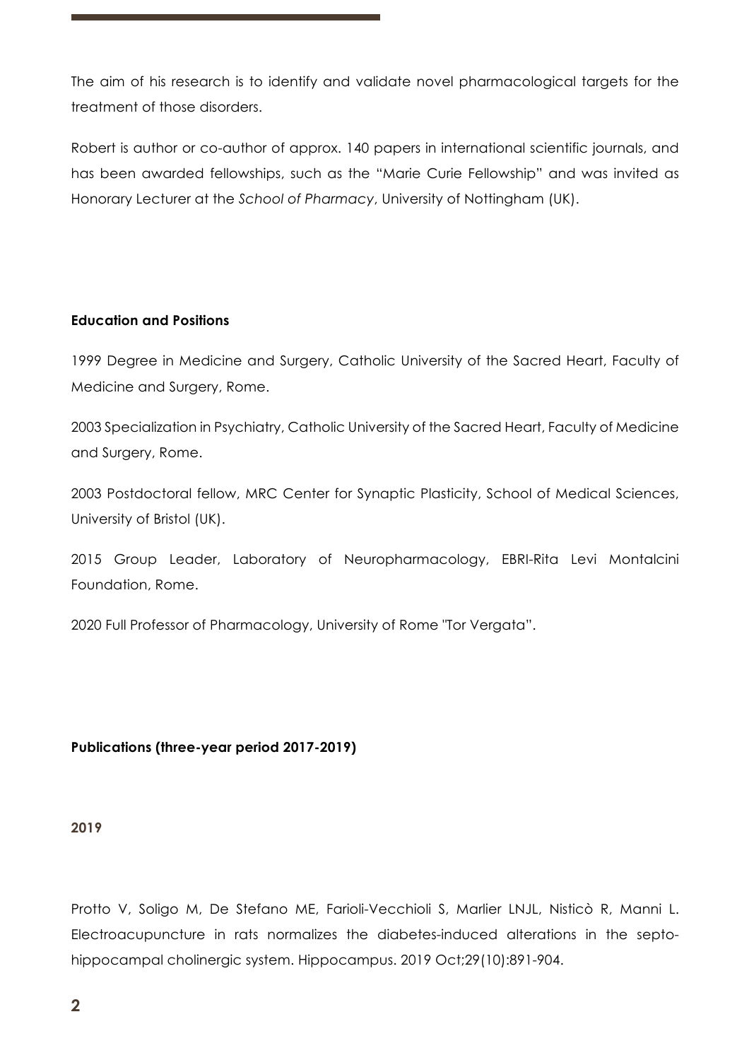The aim of his research is to identify and validate novel pharmacological targets for the treatment of those disorders.

Robert is author or co-author of approx. 140 papers in international scientific journals, and has been awarded fellowships, such as the "Marie Curie Fellowship" and was invited as Honorary Lecturer at the *School of Pharmacy*, University of Nottingham (UK).

**Education and Positions**

1999 Degree in Medicine and Surgery, Catholic University of the Sacred Heart, Faculty of Medicine and Surgery, Rome.

2003 Specialization in Psychiatry, Catholic University of the Sacred Heart, Faculty of Medicine and Surgery, Rome.

2003 Postdoctoral fellow, MRC Center for Synaptic Plasticity, School of Medical Sciences, University of Bristol (UK).

2015 Group Leader, Laboratory of Neuropharmacology, EBRI-Rita Levi Montalcini Foundation, Rome.

2020 Full Professor of Pharmacology, University of Rome "Tor Vergata".

**Publications (three-year period 2017-2019)**

**2019**

Protto V, Soligo M, De Stefano ME, Farioli-Vecchioli S, Marlier LNJL, Nisticò R, Manni L. Electroacupuncture in rats normalizes the diabetes-induced alterations in the septo-hippocampal cholinergic system. Hippocampus. 2019 Oct;29(10):891-904.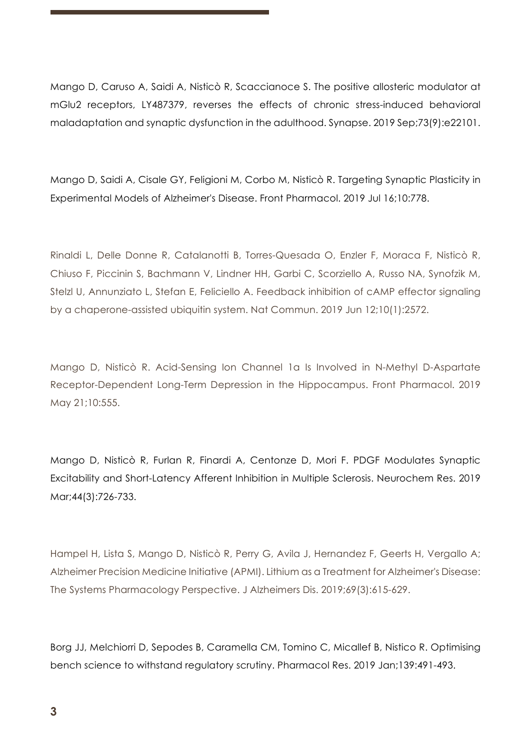Mango D, Caruso A, Saidi A, Nisticò R, Scaccianoce S. The positive allosteric modulator at mGlu2 receptors, LY487379, reverses the effects of chronic stress-induced behavioral maladaptation and synaptic dysfunction in the adulthood. Synapse. 2019 Sep;73(9):e22101.

Mango D, Saidi A, Cisale GY, Feligioni M, Corbo M, Nisticò R. Targeting Synaptic Plasticity in Experimental Models of Alzheimer's Disease. Front Pharmacol. 2019 Jul 16;10:778.

Rinaldi L, Delle Donne R, Catalanotti B, Torres-Quesada O, Enzler F, Moraca F, Nisticò R, Chiuso F, Piccinin S, Bachmann V, Lindner HH, Garbi C, Scorziello A, Russo NA, Synofzik M, Stelzl U, Annunziato L, Stefan E, Feliciello A. Feedback inhibition of cAMP effector signaling by a chaperone-assisted ubiquitin system. Nat Commun. 2019 Jun 12;10(1):2572.

Mango D, Nisticò R. Acid-Sensing Ion Channel 1a Is Involved in N-Methyl D-Aspartate Receptor-Dependent Long-Term Depression in the Hippocampus. Front Pharmacol. 2019 May 21;10:555.

Mango D, Nisticò R, Furlan R, Finardi A, Centonze D, Mori F. PDGF Modulates Synaptic Excitability and Short-Latency Afferent Inhibition in Multiple Sclerosis. Neurochem Res. 2019 Mar;44(3):726-733.

Hampel H, Lista S, Mango D, Nisticò R, Perry G, Avila J, Hernandez F, Geerts H, Vergallo A; Alzheimer Precision Medicine Initiative (APMI). Lithium as a Treatment for Alzheimer's Disease: The Systems Pharmacology Perspective. J Alzheimers Dis. 2019;69(3):615-629.

Borg JJ, Melchiorri D, Sepodes B, Caramella CM, Tomino C, Micallef B, Nistico R. Optimising bench science to withstand regulatory scrutiny. Pharmacol Res. 2019 Jan;139:491-493.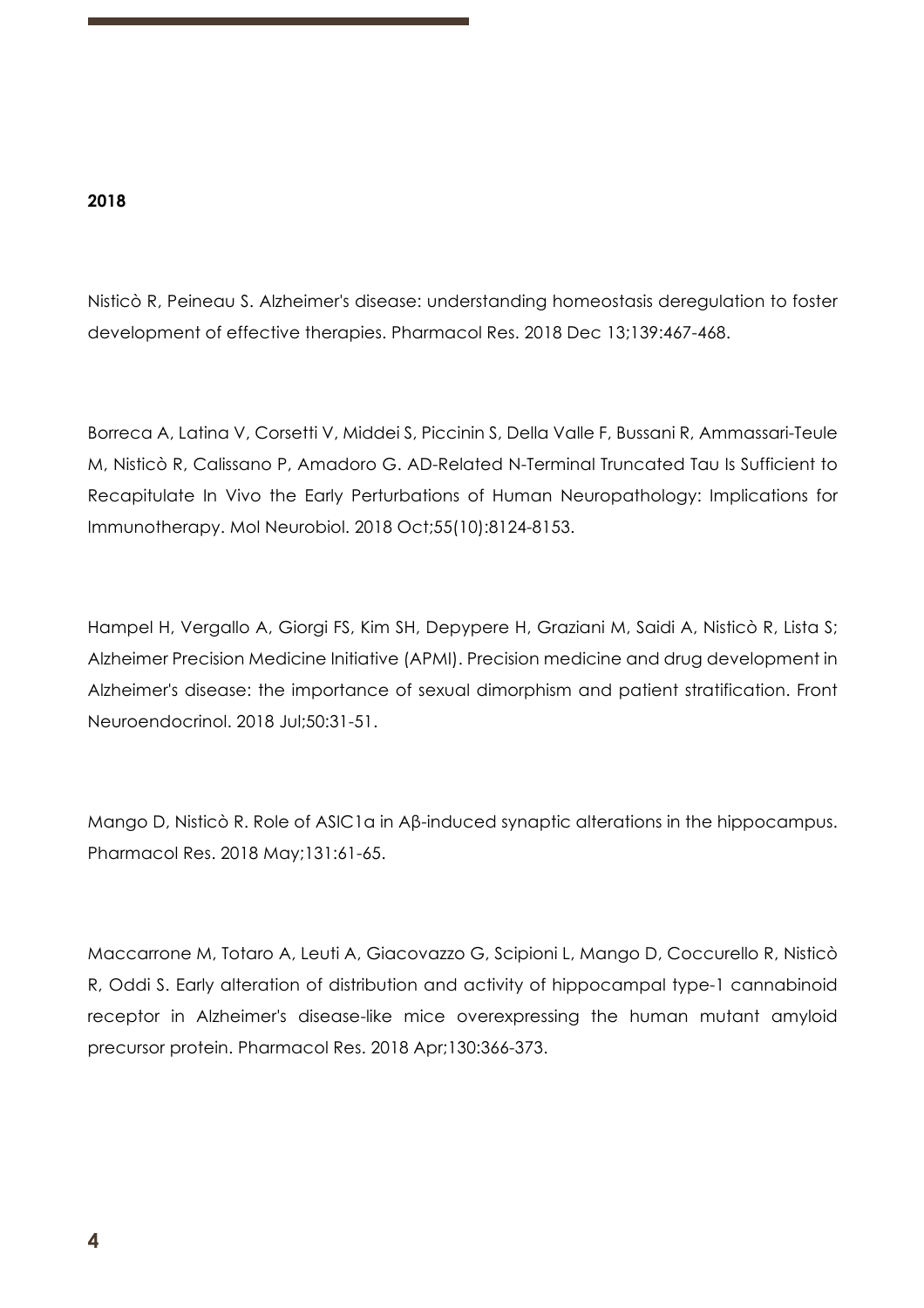**2018**

Nisticò R, Peineau S. Alzheimer's disease: understanding homeostasis deregulation to foster development of effective therapies. Pharmacol Res. 2018 Dec 13;139:467-468.

Borreca A, Latina V, Corsetti V, Middei S, Piccinin S, Della Valle F, Bussani R, Ammassari-Teule M, Nisticò R, Calissano P, Amadoro G. AD-Related N-Terminal Truncated Tau Is Sufficient to Recapitulate In Vivo the Early Perturbations of Human Neuropathology: Implications for Immunotherapy. Mol Neurobiol. 2018 Oct;55(10):8124-8153.

Hampel H, Vergallo A, Giorgi FS, Kim SH, Depypere H, Graziani M, Saidi A, Nisticò R, Lista S; Alzheimer Precision Medicine Initiative (APMI). Precision medicine and drug development in Alzheimer's disease: the importance of sexual dimorphism and patient stratification. Front Neuroendocrinol. 2018 Jul;50:31-51.

Mango D, Nisticò R. Role of ASIC1a in Aβ-induced synaptic alterations in the hippocampus. Pharmacol Res. 2018 May;131:61-65.

Maccarrone M, Totaro A, Leuti A, Giacovazzo G, Scipioni L, Mango D, Coccurello R, Nisticò R, Oddi S. Early alteration of distribution and activity of hippocampal type-1 cannabinoid receptor in Alzheimer's disease-like mice overexpressing the human mutant amyloid precursor protein. Pharmacol Res. 2018 Apr;130:366-373.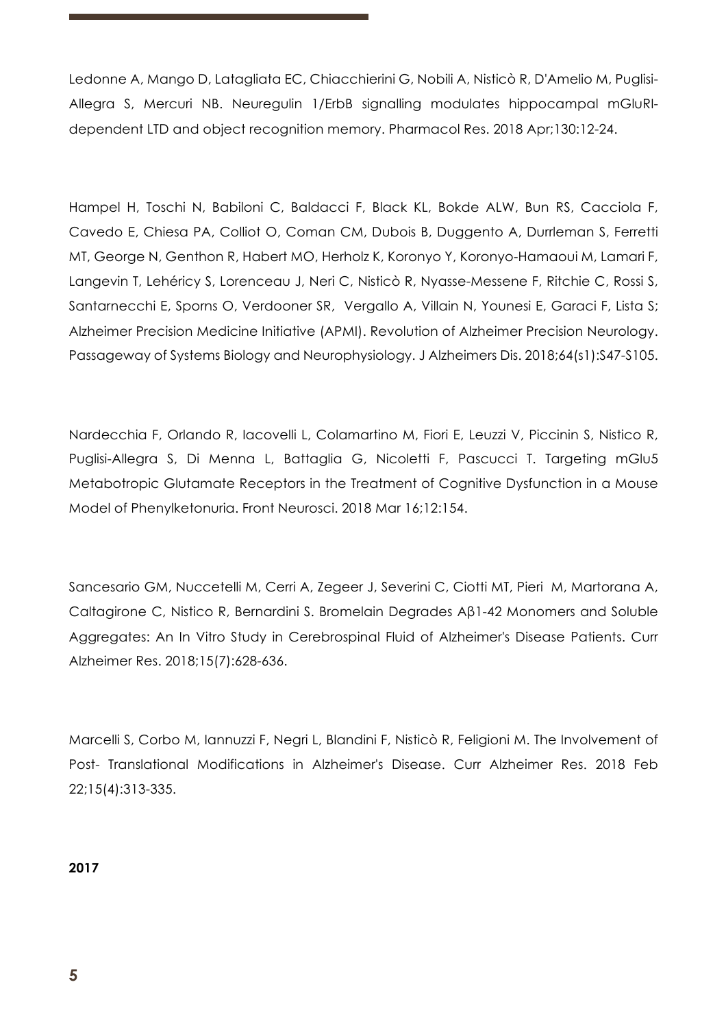Ledonne A, Mango D, Latagliata EC, Chiacchierini G, Nobili A, Nisticò R, D'Amelio M, Puglisi-Allegra S, Mercuri NB. Neuregulin 1/ErbB signalling modulates hippocampal mGluRI-dependent LTD and object recognition memory. Pharmacol Res. 2018 Apr;130:12-24.

Hampel H, Toschi N, Babiloni C, Baldacci F, Black KL, Bokde ALW, Bun RS, Cacciola F, Cavedo E, Chiesa PA, Colliot O, Coman CM, Dubois B, Duggento A, Durrleman S, Ferretti MT, George N, Genthon R, Habert MO, Herholz K, Koronyo Y, Koronyo-Hamaoui M, Lamari F, Langevin T, Lehéricy S, Lorenceau J, Neri C, Nisticò R, Nyasse-Messene F, Ritchie C, Rossi S, Santarnecchi E, Sporns O, Verdooner SR, Vergallo A, Villain N, Younesi E, Garaci F, Lista S; Alzheimer Precision Medicine Initiative (APMI). Revolution of Alzheimer Precision Neurology. Passageway of Systems Biology and Neurophysiology. J Alzheimers Dis. 2018;64(s1):S47-S105.

Nardecchia F, Orlando R, Iacovelli L, Colamartino M, Fiori E, Leuzzi V, Piccinin S, Nistico R, Puglisi-Allegra S, Di Menna L, Battaglia G, Nicoletti F, Pascucci T. Targeting mGlu5 Metabotropic Glutamate Receptors in the Treatment of Cognitive Dysfunction in a Mouse Model of Phenylketonuria. Front Neurosci. 2018 Mar 16;12:154.

Sancesario GM, Nuccetelli M, Cerri A, Zegeer J, Severini C, Ciotti MT, Pieri M, Martorana A, Caltagirone C, Nistico R, Bernardini S. Bromelain Degrades Aβ1-42 Monomers and Soluble Aggregates: An In Vitro Study in Cerebrospinal Fluid of Alzheimer's Disease Patients. Curr Alzheimer Res. 2018;15(7):628-636.

Marcelli S, Corbo M, Iannuzzi F, Negri L, Blandini F, Nisticò R, Feligioni M. The Involvement of Post- Translational Modifications in Alzheimer's Disease. Curr Alzheimer Res. 2018 Feb 22;15(4):313-335.

**2017**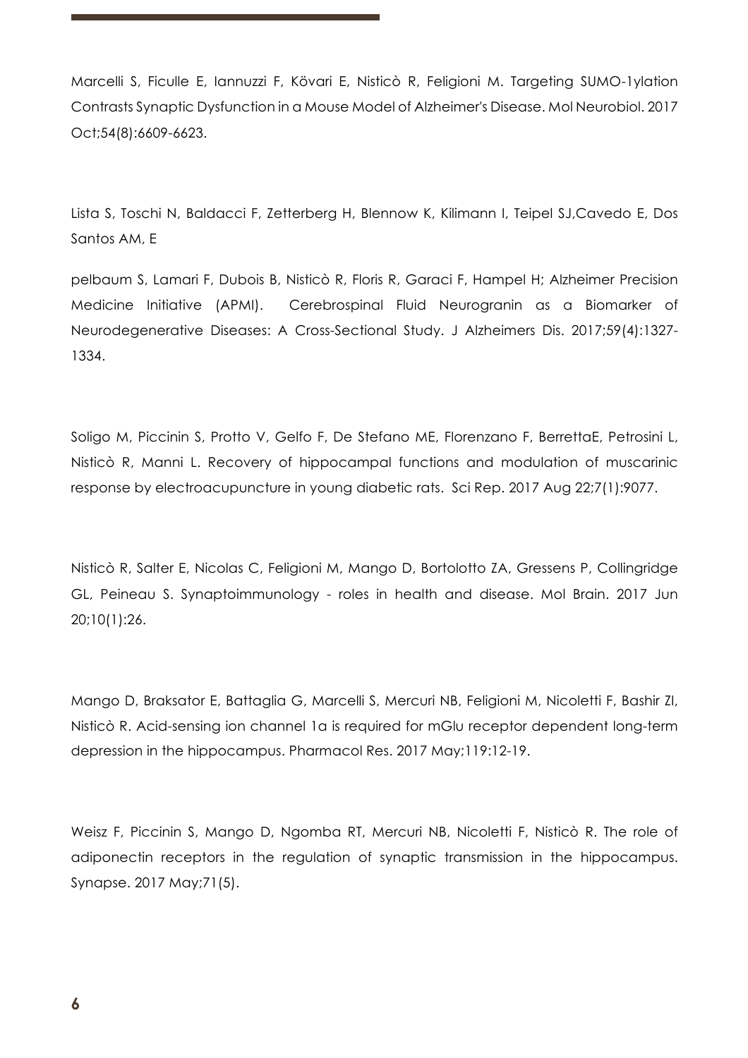Marcelli S, Ficulle E, Iannuzzi F, Kövari E, Nisticò R, Feligioni M. Targeting SUMO-1ylation Contrasts Synaptic Dysfunction in a Mouse Model of Alzheimer's Disease. Mol Neurobiol. 2017 Oct;54(8):6609-6623.

Lista S, Toschi N, Baldacci F, Zetterberg H, Blennow K, Kilimann I, Teipel SJ,Cavedo E, Dos Santos AM, E

pelbaum S, Lamari F, Dubois B, Nisticò R, Floris R, Garaci F, Hampel H; Alzheimer Precision Medicine Initiative (APMI). Cerebrospinal Fluid Neurogranin as a Biomarker of Neurodegenerative Diseases: A Cross-Sectional Study. J Alzheimers Dis. 2017;59(4):1327-1334.

Soligo M, Piccinin S, Protto V, Gelfo F, De Stefano ME, Florenzano F, BerrettaE, Petrosini L, Nisticò R, Manni L. Recovery of hippocampal functions and modulation of muscarinic response by electroacupuncture in young diabetic rats. Sci Rep. 2017 Aug 22;7(1):9077.

Nisticò R, Salter E, Nicolas C, Feligioni M, Mango D, Bortolotto ZA, Gressens P, Collingridge GL, Peineau S. Synaptoimmunology - roles in health and disease. Mol Brain. 2017 Jun 20;10(1):26.

Mango D, Braksator E, Battaglia G, Marcelli S, Mercuri NB, Feligioni M, Nicoletti F, Bashir ZI, Nisticò R. Acid-sensing ion channel 1a is required for mGlu receptor dependent long-term depression in the hippocampus. Pharmacol Res. 2017 May;119:12-19.

Weisz F, Piccinin S, Mango D, Ngomba RT, Mercuri NB, Nicoletti F, Nisticò R. The role of adiponectin receptors in the regulation of synaptic transmission in the hippocampus. Synapse. 2017 May;71(5).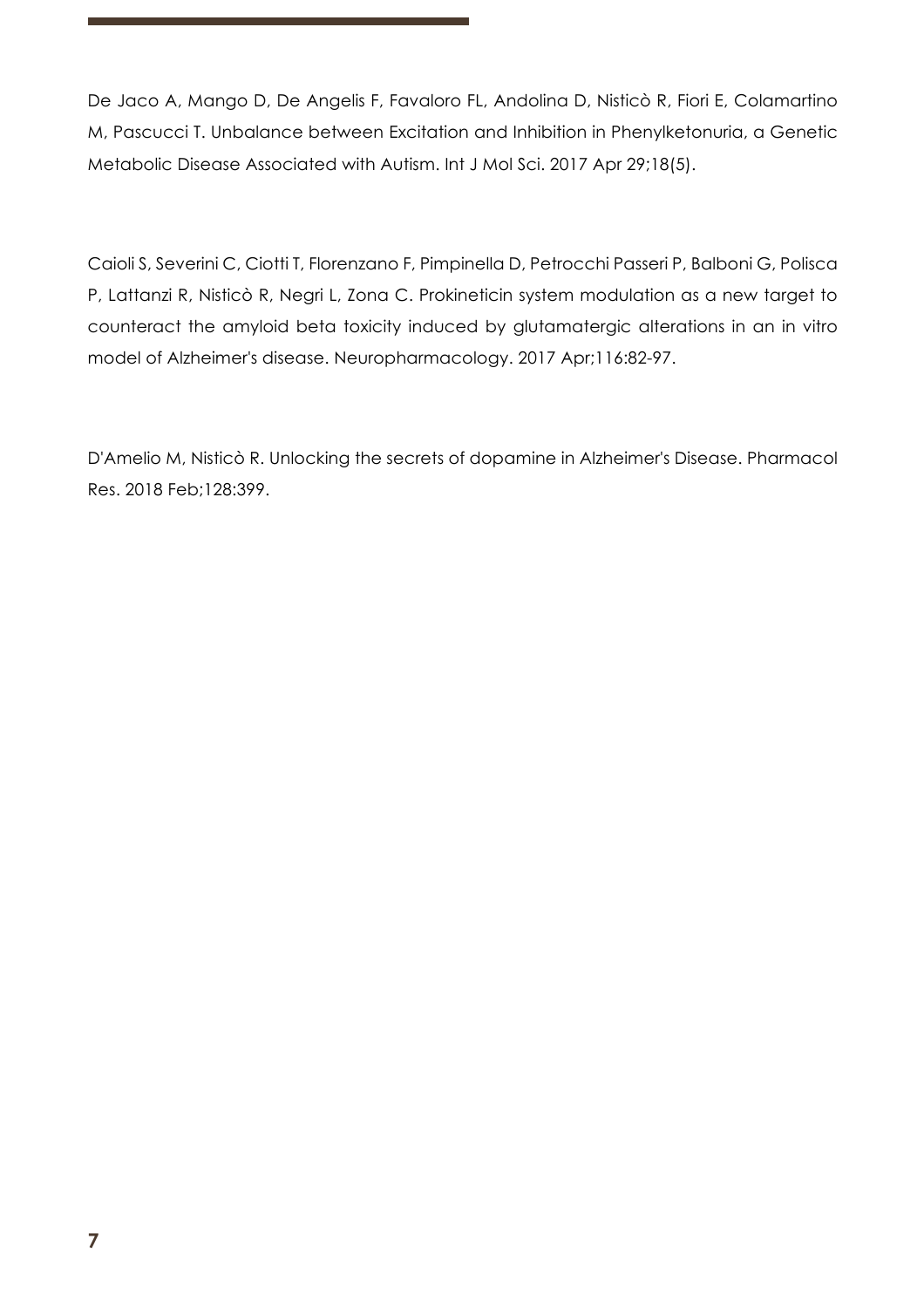De Jaco A, Mango D, De Angelis F, Favaloro FL, Andolina D, Nisticò R, Fiori E, Colamartino M, Pascucci T. Unbalance between Excitation and Inhibition in Phenylketonuria, a Genetic Metabolic Disease Associated with Autism. Int J Mol Sci. 2017 Apr 29;18(5).

Caioli S, Severini C, Ciotti T, Florenzano F, Pimpinella D, Petrocchi Passeri P, Balboni G, Polisca P, Lattanzi R, Nisticò R, Negri L, Zona C. Prokineticin system modulation as a new target to counteract the amyloid beta toxicity induced by glutamatergic alterations in an in vitro model of Alzheimer's disease. Neuropharmacology. 2017 Apr;116:82-97.

D'Amelio M, Nisticò R. Unlocking the secrets of dopamine in Alzheimer's Disease. Pharmacol Res. 2018 Feb;128:399.